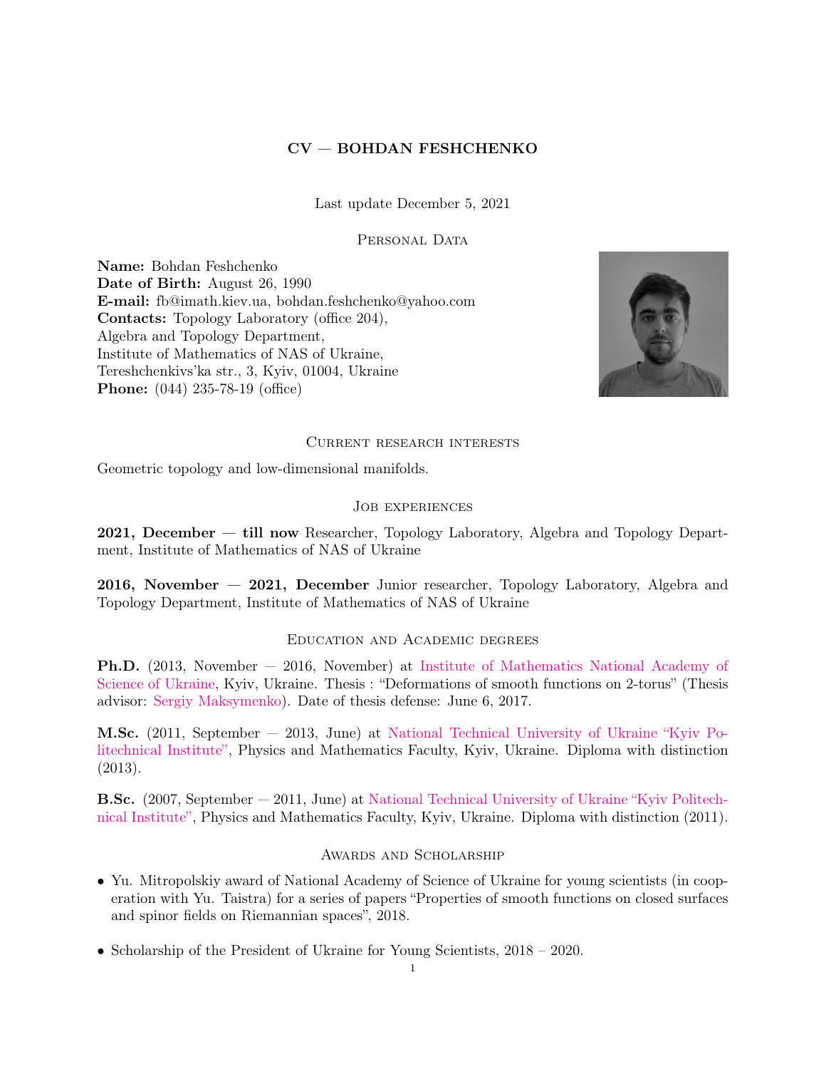# CV — BOHDAN FESHCHENKO

Last update December 5, 2021

## Personal Data

**Name:** Bohdan Feshchenko
**Date of Birth:** August 26, 1990
**E-mail:** fb@imath.kiev.ua, bohdan.feshchenko@yahoo.com
**Contacts:** Topology Laboratory (office 204),
Algebra and Topology Department,
Institute of Mathematics of NAS of Ukraine,
Tereshchenkivs'ka str., 3, Kyiv, 01004, Ukraine
**Phone:** (044) 235-78-19 (office)

## Current research interests

Geometric topology and low-dimensional manifolds.

## Job experiences

**2021, December — till now** Researcher, Topology Laboratory, Algebra and Topology Department, Institute of Mathematics of NAS of Ukraine

**2016, November — 2021, December** Junior researcher, Topology Laboratory, Algebra and Topology Department, Institute of Mathematics of NAS of Ukraine

## Education and Academic degrees

**Ph.D.** (2013, November — 2016, November) at Institute of Mathematics National Academy of Science of Ukraine, Kyiv, Ukraine. Thesis : "Deformations of smooth functions on 2-torus" (Thesis advisor: Sergiy Maksymenko). Date of thesis defense: June 6, 2017.

**M.Sc.** (2011, September — 2013, June) at National Technical University of Ukraine "Kyiv Politechnical Institute", Physics and Mathematics Faculty, Kyiv, Ukraine. Diploma with distinction (2013).

**B.Sc.** (2007, September — 2011, June) at National Technical University of Ukraine "Kyiv Politechnical Institute", Physics and Mathematics Faculty, Kyiv, Ukraine. Diploma with distinction (2011).

## Awards and Scholarship

- Yu. Mitropolskiy award of National Academy of Science of Ukraine for young scientists (in cooperation with Yu. Taistra) for a series of papers "Properties of smooth functions on closed surfaces and spinor fields on Riemannian spaces", 2018.
- Scholarship of the President of Ukraine for Young Scientists, 2018 – 2020.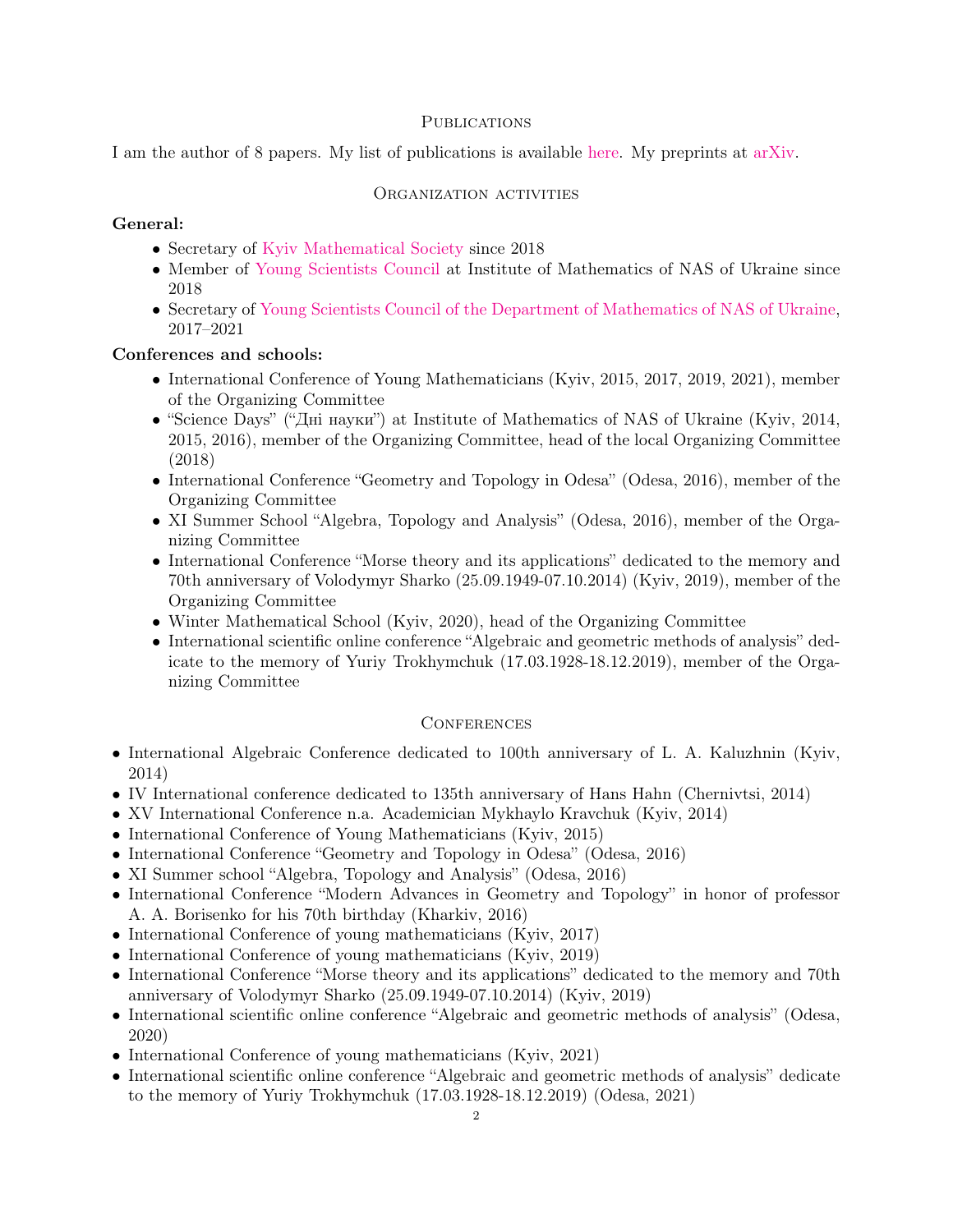## Publications

I am the author of 8 papers. My list of publications is available here. My preprints at arXiv.

## Organization activities

**General:**

- Secretary of Kyiv Mathematical Society since 2018
- Member of Young Scientists Council at Institute of Mathematics of NAS of Ukraine since 2018
- Secretary of Young Scientists Council of the Department of Mathematics of NAS of Ukraine, 2017–2021

**Conferences and schools:**

- International Conference of Young Mathematicians (Kyiv, 2015, 2017, 2019, 2021), member of the Organizing Committee
- "Science Days" ("Дні науки") at Institute of Mathematics of NAS of Ukraine (Kyiv, 2014, 2015, 2016), member of the Organizing Committee, head of the local Organizing Committee (2018)
- International Conference "Geometry and Topology in Odesa" (Odesa, 2016), member of the Organizing Committee
- XI Summer School "Algebra, Topology and Analysis" (Odesa, 2016), member of the Organizing Committee
- International Conference "Morse theory and its applications" dedicated to the memory and 70th anniversary of Volodymyr Sharko (25.09.1949-07.10.2014) (Kyiv, 2019), member of the Organizing Committee
- Winter Mathematical School (Kyiv, 2020), head of the Organizing Committee
- International scientific online conference "Algebraic and geometric methods of analysis" dedicate to the memory of Yuriy Trokhymchuk (17.03.1928-18.12.2019), member of the Organizing Committee

## Conferences

- International Algebraic Conference dedicated to 100th anniversary of L. A. Kaluzhnin (Kyiv, 2014)
- IV International conference dedicated to 135th anniversary of Hans Hahn (Chernivtsi, 2014)
- XV International Conference n.a. Academician Mykhaylo Kravchuk (Kyiv, 2014)
- International Conference of Young Mathematicians (Kyiv, 2015)
- International Conference "Geometry and Topology in Odesa" (Odesa, 2016)
- XI Summer school "Algebra, Topology and Analysis" (Odesa, 2016)
- International Conference "Modern Advances in Geometry and Topology" in honor of professor A. A. Borisenko for his 70th birthday (Kharkiv, 2016)
- International Conference of young mathematicians (Kyiv, 2017)
- International Conference of young mathematicians (Kyiv, 2019)
- International Conference "Morse theory and its applications" dedicated to the memory and 70th anniversary of Volodymyr Sharko (25.09.1949-07.10.2014) (Kyiv, 2019)
- International scientific online conference "Algebraic and geometric methods of analysis" (Odesa, 2020)
- International Conference of young mathematicians (Kyiv, 2021)
- International scientific online conference "Algebraic and geometric methods of analysis" dedicate to the memory of Yuriy Trokhymchuk (17.03.1928-18.12.2019) (Odesa, 2021)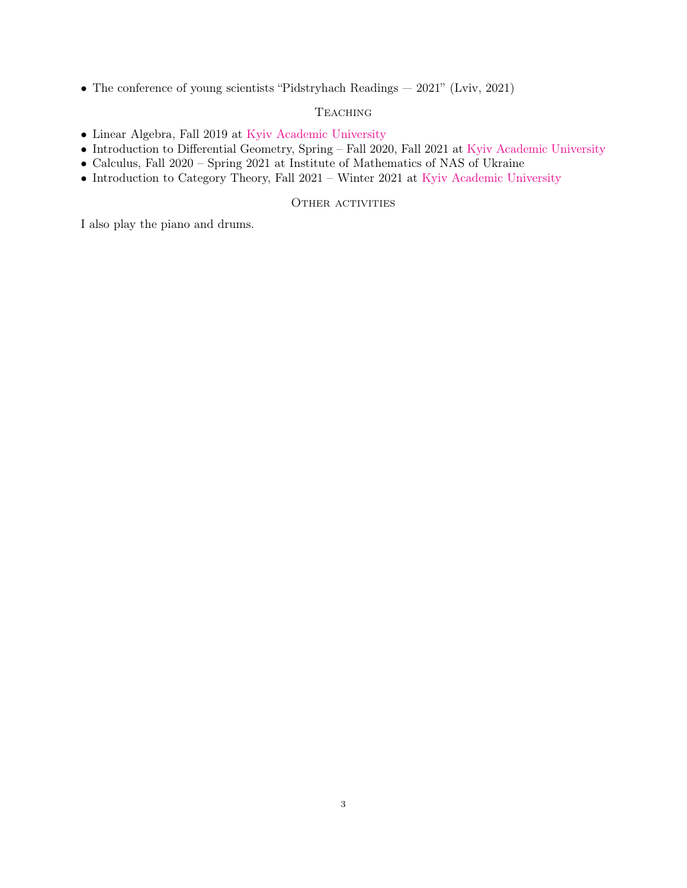- The conference of young scientists “Pidstryhach Readings — 2021” (Lviv, 2021)

## Teaching

- Linear Algebra, Fall 2019 at Kyiv Academic University
- Introduction to Differential Geometry, Spring – Fall 2020, Fall 2021 at Kyiv Academic University
- Calculus, Fall 2020 – Spring 2021 at Institute of Mathematics of NAS of Ukraine
- Introduction to Category Theory, Fall 2021 – Winter 2021 at Kyiv Academic University

## Other activities

I also play the piano and drums.